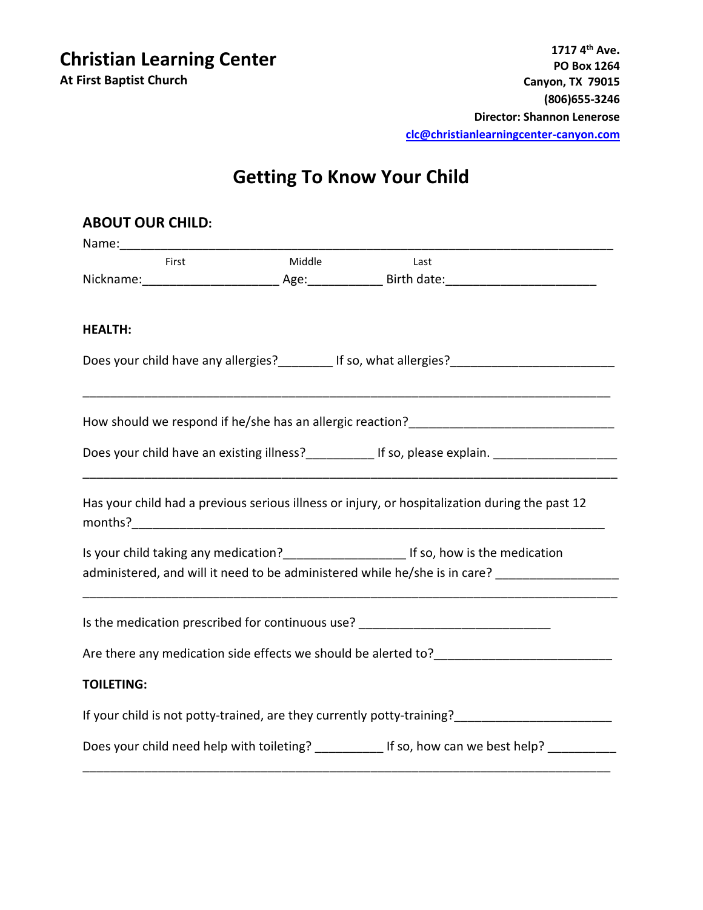# Christian Learning Center

**At First Baptist Church**

**1717 4th Ave.**
**PO Box 1264**
**Canyon, TX 79015**
**(806)655-3246**
**Director: Shannon Lenerose**
clc@christianlearningcenter-canyon.com

## Getting To Know Your Child

### ABOUT OUR CHILD:

Name:___________________________________________________________________________

First Middle Last

Nickname:____________________ Age:___________ Birth date:______________________

**HEALTH:**

Does your child have any allergies?________ If so, what allergies?_______________________

_____________________________________________________________________________

How should we respond if he/she has an allergic reaction?______________________________

Does your child have an existing illness?__________ If so, please explain. __________________

_____________________________________________________________________________

Has your child had a previous serious illness or injury, or hospitalization during the past 12 months?_________________________________________________________________

Is your child taking any medication?_________________ If so, how is the medication administered, and will it need to be administered while he/she is in care? _________________

_____________________________________________________________________________

Is the medication prescribed for continuous use? ____________________________

Are there any medication side effects we should be alerted to?_________________________

**TOILETING:**

If your child is not potty-trained, are they currently potty-training?______________________

Does your child need help with toileting? __________ If so, how can we best help? __________

_____________________________________________________________________________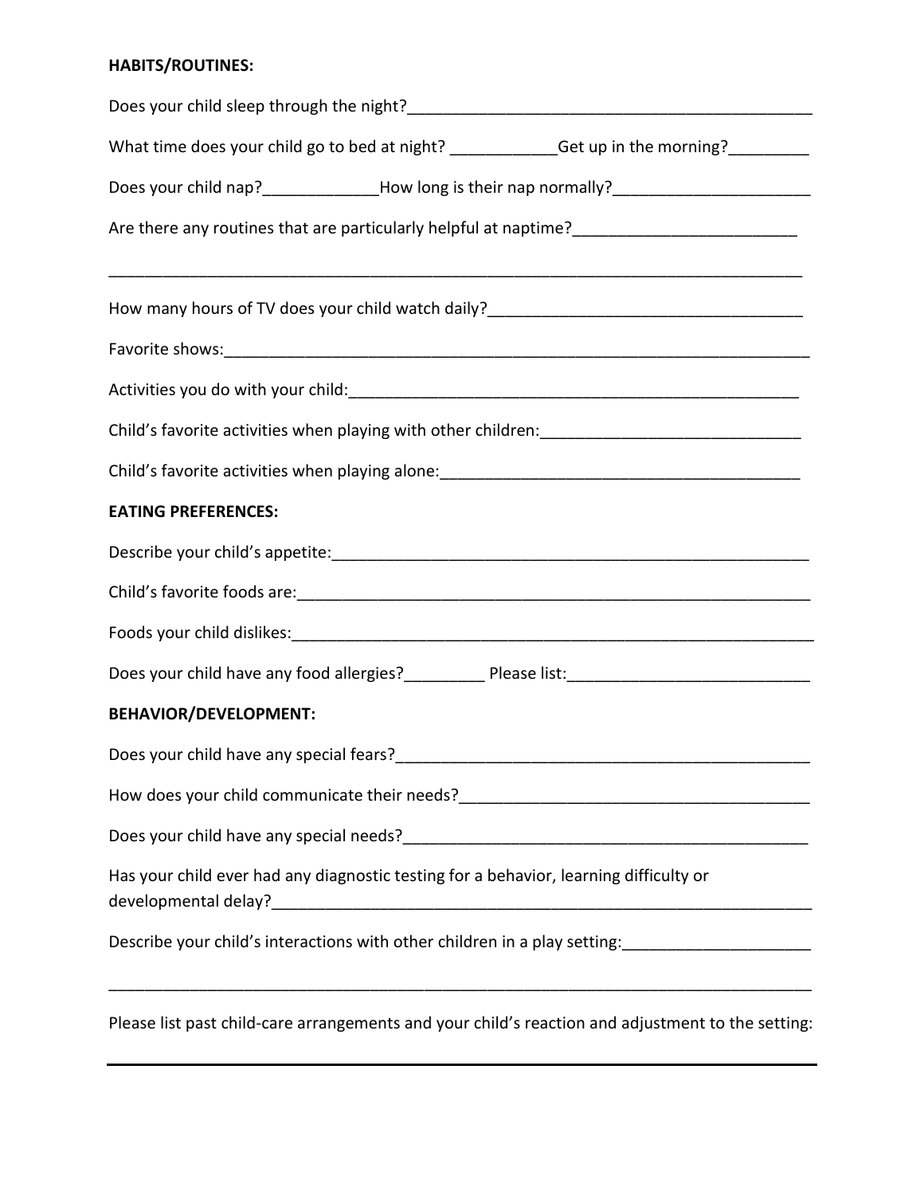**HABITS/ROUTINES:**

Does your child sleep through the night?_______________________________________________

What time does your child go to bed at night? ____________Get up in the morning?_________

Does your child nap?_____________How long is their nap normally?______________________

Are there any routines that are particularly helpful at naptime?_________________________

_________________________________________________________________________________

How many hours of TV does your child watch daily?___________________________________

Favorite shows:____________________________________________________________________

Activities you do with your child:_____________________________________________________

Child's favorite activities when playing with other children:_____________________________

Child's favorite activities when playing alone:_________________________________________

**EATING PREFERENCES:**

Describe your child's appetite:_______________________________________________________

Child's favorite foods are:___________________________________________________________

Foods your child dislikes:____________________________________________________________

Does your child have any food allergies?_________ Please list:___________________________

**BEHAVIOR/DEVELOPMENT:**

Does your child have any special fears?_______________________________________________

How does your child communicate their needs?_________________________________________

Does your child have any special needs?_______________________________________________

Has your child ever had any diagnostic testing for a behavior, learning difficulty or developmental delay?_______________________________________________________________

Describe your child's interactions with other children in a play setting:_____________________

_________________________________________________________________________________

Please list past child-care arrangements and your child's reaction and adjustment to the setting:

_________________________________________________________________________________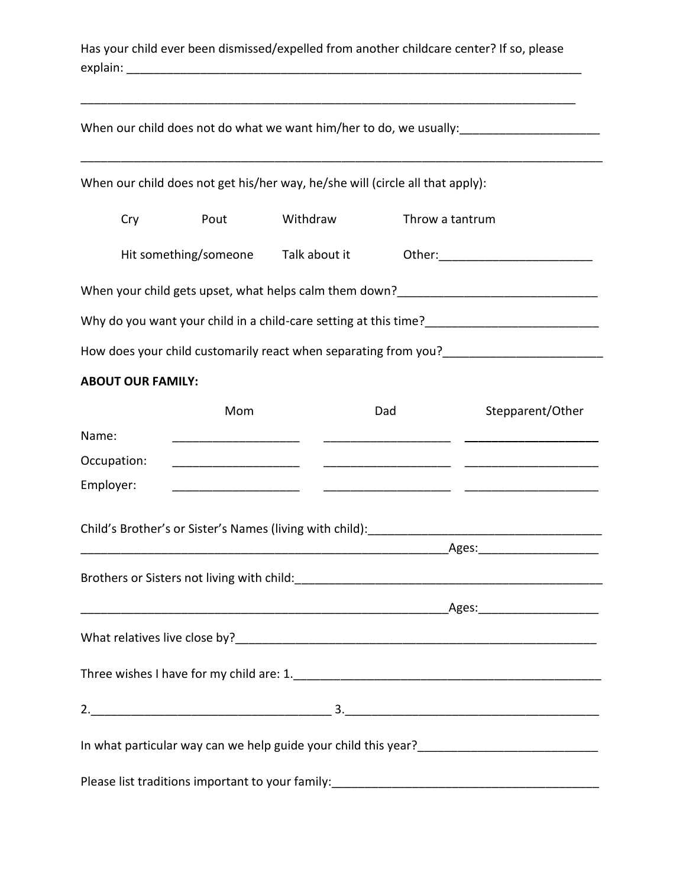Has your child ever been dismissed/expelled from another childcare center? If so, please explain: ______________________________________________________________________

______________________________________________________________________________

When our child does not do what we want him/her to do, we usually:_____________________

______________________________________________________________________________

When our child does not get his/her way, he/she will (circle all that apply):

| | | | |
|---|---|---|---|
| Cry | Pout | Withdraw | Throw a tantrum |
| Hit something/someone | | Talk about it | Other:_______________________ |

When your child gets upset, what helps calm them down?______________________________

Why do you want your child in a child-care setting at this time?__________________________

How does your child customarily react when separating from you?________________________

**ABOUT OUR FAMILY:**

| | Mom | Dad | Stepparent/Other |
|---|---|---|---|
| Name: | ___________________ | ___________________ | ___________________ |
| Occupation: | ___________________ | ___________________ | ___________________ |
| Employer: | ___________________ | ___________________ | ___________________ |

Child's Brother's or Sister's Names (living with child):__________________________________

_______________________________________________________Ages:__________________

Brothers or Sisters not living with child:______________________________________________

_______________________________________________________Ages:__________________

What relatives live close by?______________________________________________________

Three wishes I have for my child are: 1._____________________________________________

2.___________________________________ 3.______________________________________

In what particular way can we help guide your child this year?__________________________

Please list traditions important to your family:________________________________________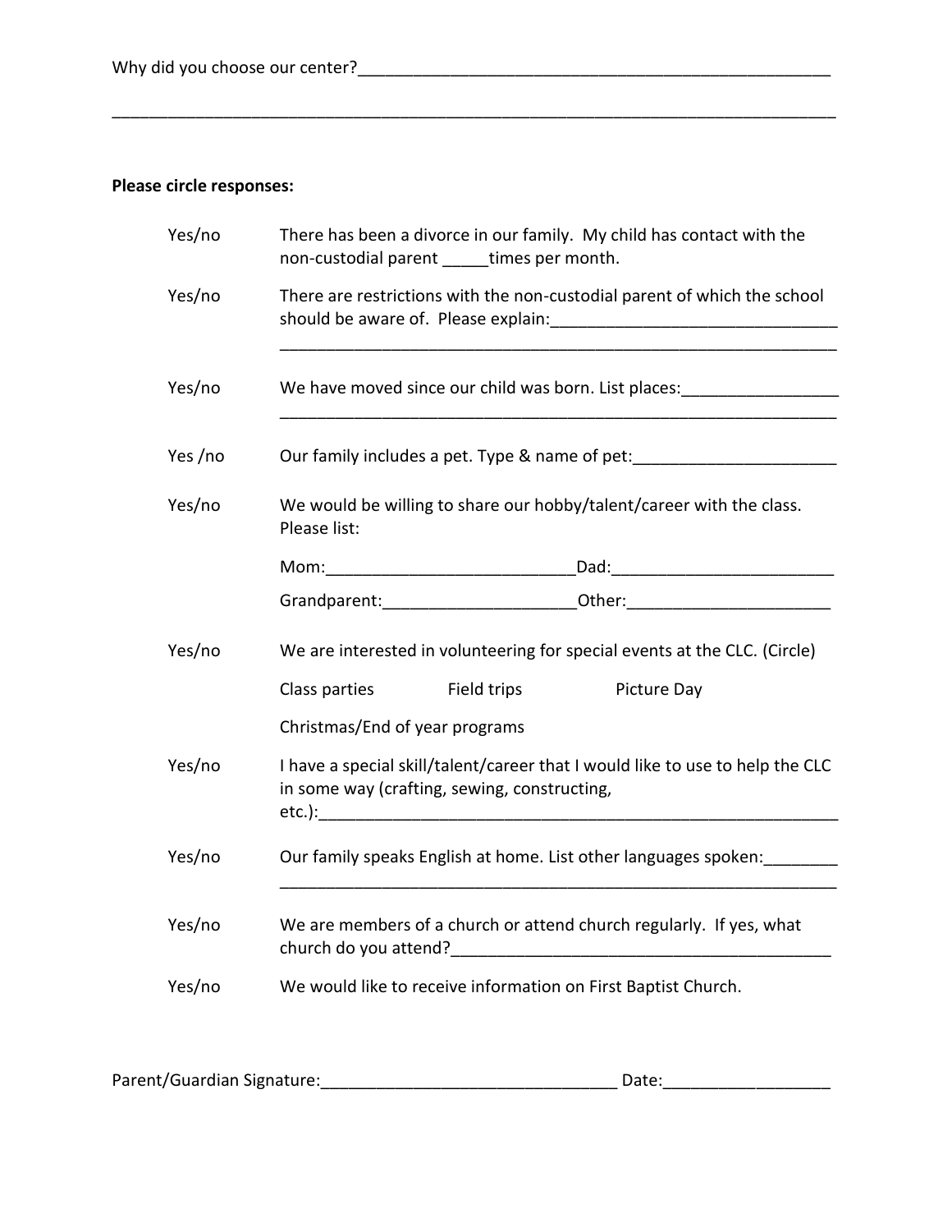Why did you choose our center?_____________________________________________________

_________________________________________________________________________________

**Please circle responses:**

| | |
|---|---|
| Yes/no | There has been a divorce in our family. My child has contact with the non-custodial parent _____times per month. |
| Yes/no | There are restrictions with the non-custodial parent of which the school should be aware of. Please explain:______________________________ ______________________________________________________________ |
| Yes/no | We have moved since our child was born. List places:_________________ ______________________________________________________________ |
| Yes /no | Our family includes a pet. Type & name of pet:______________________ |
| Yes/no | We would be willing to share our hobby/talent/career with the class. Please list: Mom:__________________________Dad:________________________ Grandparent:____________________Other:______________________ |
| Yes/no | We are interested in volunteering for special events at the CLC. (Circle) Class parties Field trips Picture Day Christmas/End of year programs |
| Yes/no | I have a special skill/talent/career that I would like to use to help the CLC in some way (crafting, sewing, constructing, etc.):__________________________________________________________ |
| Yes/no | Our family speaks English at home. List other languages spoken:________ ______________________________________________________________ |
| Yes/no | We are members of a church or attend church regularly. If yes, what church do you attend?________________________________________ |
| Yes/no | We would like to receive information on First Baptist Church. |

Parent/Guardian Signature:________________________________ Date:__________________